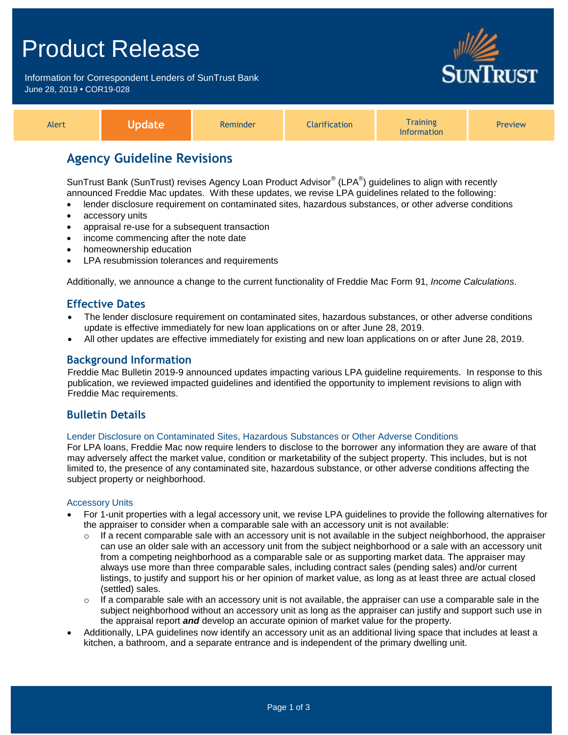# Product Release

Information for Correspondent Lenders of SunTrust Bank
June 28, 2019 • COR19-028

| Alert | **Update** | Reminder | Clarification | Training Information | Preview |
|---|---|---|---|---|---|

## Agency Guideline Revisions

SunTrust Bank (SunTrust) revises Agency Loan Product Advisor® (LPA®) guidelines to align with recently announced Freddie Mac updates. With these updates, we revise LPA guidelines related to the following:

- lender disclosure requirement on contaminated sites, hazardous substances, or other adverse conditions
- accessory units
- appraisal re-use for a subsequent transaction
- income commencing after the note date
- homeownership education
- LPA resubmission tolerances and requirements

Additionally, we announce a change to the current functionality of Freddie Mac Form 91, *Income Calculations*.

### Effective Dates

- The lender disclosure requirement on contaminated sites, hazardous substances, or other adverse conditions update is effective immediately for new loan applications on or after June 28, 2019.
- All other updates are effective immediately for existing and new loan applications on or after June 28, 2019.

### Background Information

Freddie Mac Bulletin 2019-9 announced updates impacting various LPA guideline requirements. In response to this publication, we reviewed impacted guidelines and identified the opportunity to implement revisions to align with Freddie Mac requirements.

### Bulletin Details

#### Lender Disclosure on Contaminated Sites, Hazardous Substances or Other Adverse Conditions

For LPA loans, Freddie Mac now require lenders to disclose to the borrower any information they are aware of that may adversely affect the market value, condition or marketability of the subject property. This includes, but is not limited to, the presence of any contaminated site, hazardous substance, or other adverse conditions affecting the subject property or neighborhood.

#### Accessory Units

- For 1-unit properties with a legal accessory unit, we revise LPA guidelines to provide the following alternatives for the appraiser to consider when a comparable sale with an accessory unit is not available:
  - If a recent comparable sale with an accessory unit is not available in the subject neighborhood, the appraiser can use an older sale with an accessory unit from the subject neighborhood or a sale with an accessory unit from a competing neighborhood as a comparable sale or as supporting market data. The appraiser may always use more than three comparable sales, including contract sales (pending sales) and/or current listings, to justify and support his or her opinion of market value, as long as at least three are actual closed (settled) sales.
  - If a comparable sale with an accessory unit is not available, the appraiser can use a comparable sale in the subject neighborhood without an accessory unit as long as the appraiser can justify and support such use in the appraisal report ***and*** develop an accurate opinion of market value for the property.
- Additionally, LPA guidelines now identify an accessory unit as an additional living space that includes at least a kitchen, a bathroom, and a separate entrance and is independent of the primary dwelling unit.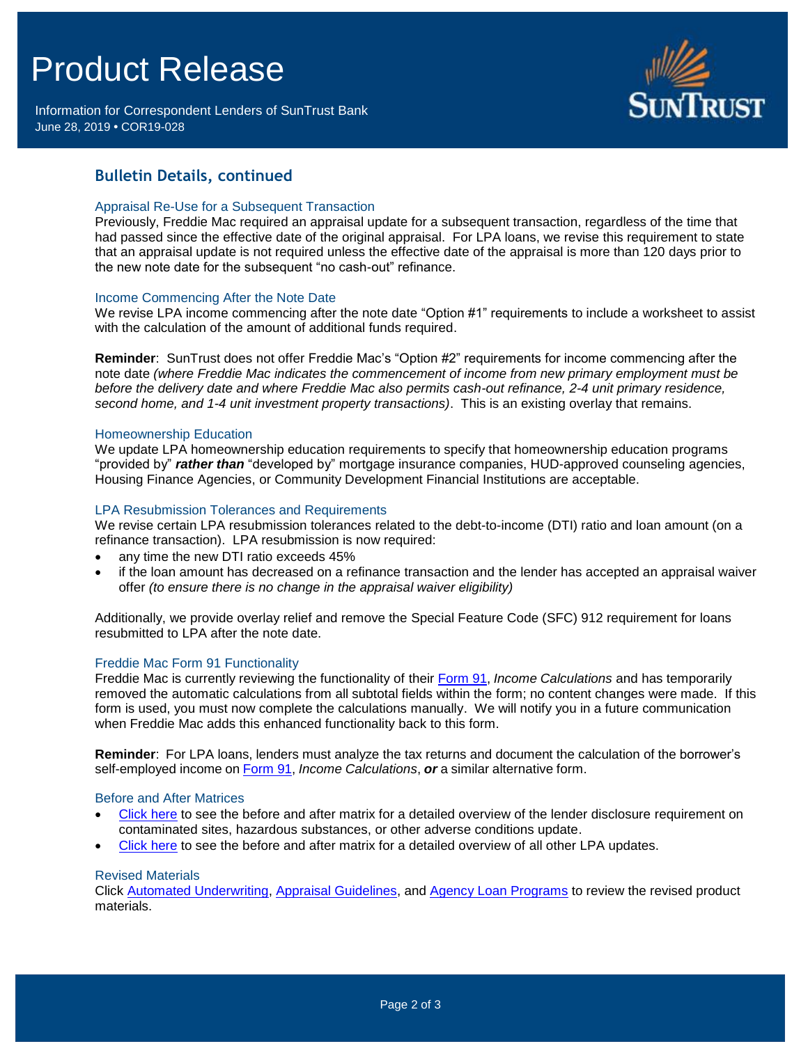## Bulletin Details, continued

### Appraisal Re-Use for a Subsequent Transaction

Previously, Freddie Mac required an appraisal update for a subsequent transaction, regardless of the time that had passed since the effective date of the original appraisal. For LPA loans, we revise this requirement to state that an appraisal update is not required unless the effective date of the appraisal is more than 120 days prior to the new note date for the subsequent "no cash-out" refinance.

### Income Commencing After the Note Date

We revise LPA income commencing after the note date "Option #1" requirements to include a worksheet to assist with the calculation of the amount of additional funds required.

**Reminder**: SunTrust does not offer Freddie Mac's "Option #2" requirements for income commencing after the note date *(where Freddie Mac indicates the commencement of income from new primary employment must be before the delivery date and where Freddie Mac also permits cash-out refinance, 2-4 unit primary residence, second home, and 1-4 unit investment property transactions)*. This is an existing overlay that remains.

### Homeownership Education

We update LPA homeownership education requirements to specify that homeownership education programs "provided by" ***rather than*** "developed by" mortgage insurance companies, HUD-approved counseling agencies, Housing Finance Agencies, or Community Development Financial Institutions are acceptable.

### LPA Resubmission Tolerances and Requirements

We revise certain LPA resubmission tolerances related to the debt-to-income (DTI) ratio and loan amount (on a refinance transaction). LPA resubmission is now required:

- any time the new DTI ratio exceeds 45%
- if the loan amount has decreased on a refinance transaction and the lender has accepted an appraisal waiver offer *(to ensure there is no change in the appraisal waiver eligibility)*

Additionally, we provide overlay relief and remove the Special Feature Code (SFC) 912 requirement for loans resubmitted to LPA after the note date.

### Freddie Mac Form 91 Functionality

Freddie Mac is currently reviewing the functionality of their Form 91, *Income Calculations* and has temporarily removed the automatic calculations from all subtotal fields within the form; no content changes were made. If this form is used, you must now complete the calculations manually. We will notify you in a future communication when Freddie Mac adds this enhanced functionality back to this form.

**Reminder**: For LPA loans, lenders must analyze the tax returns and document the calculation of the borrower's self-employed income on Form 91, *Income Calculations*, ***or*** a similar alternative form.

### Before and After Matrices

- Click here to see the before and after matrix for a detailed overview of the lender disclosure requirement on contaminated sites, hazardous substances, or other adverse conditions update.
- Click here to see the before and after matrix for a detailed overview of all other LPA updates.

### Revised Materials

Click Automated Underwriting, Appraisal Guidelines, and Agency Loan Programs to review the revised product materials.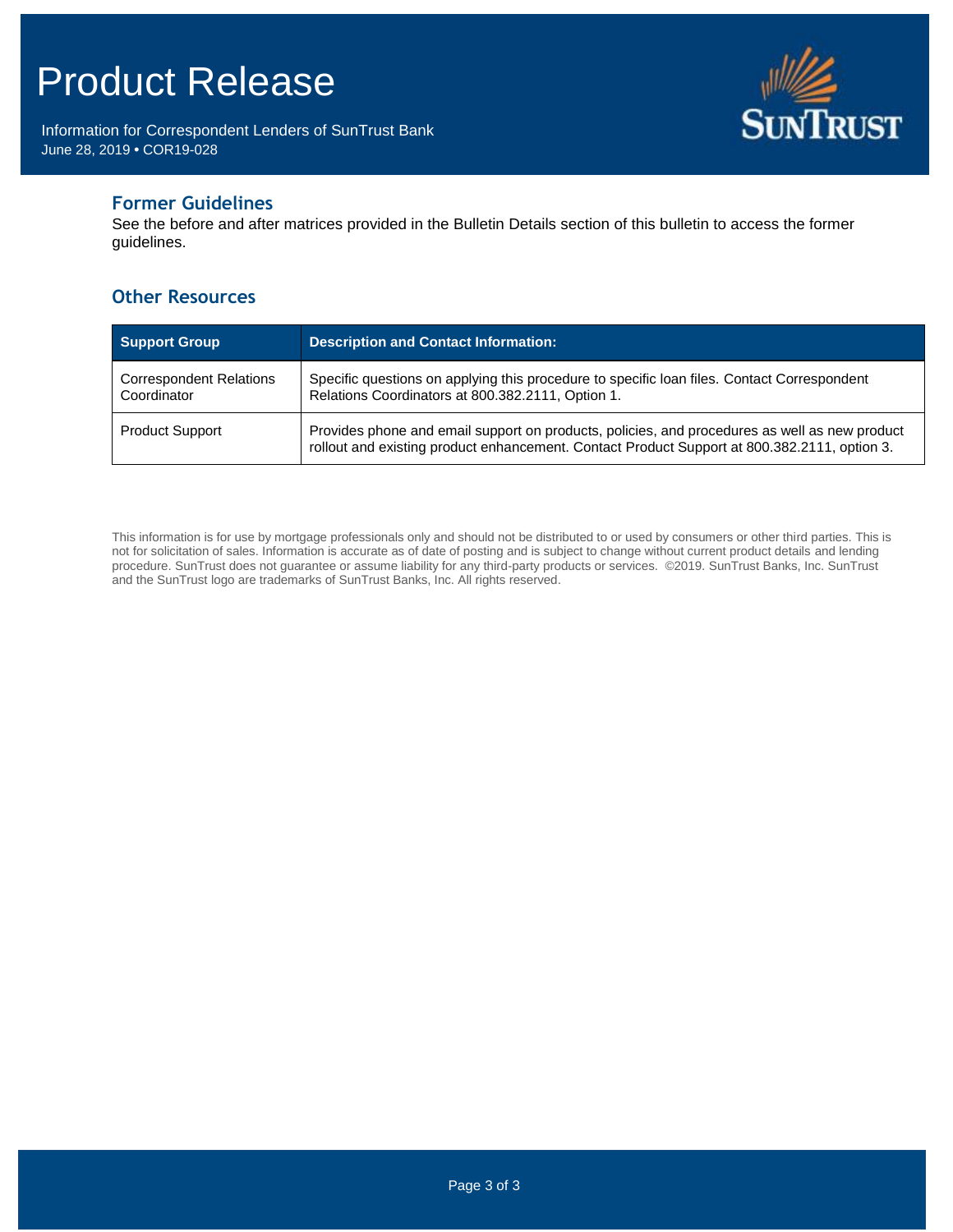## Former Guidelines

See the before and after matrices provided in the Bulletin Details section of this bulletin to access the former guidelines.

## Other Resources

| Support Group | Description and Contact Information: |
|---|---|
| Correspondent Relations Coordinator | Specific questions on applying this procedure to specific loan files. Contact Correspondent Relations Coordinators at 800.382.2111, Option 1. |
| Product Support | Provides phone and email support on products, policies, and procedures as well as new product rollout and existing product enhancement. Contact Product Support at 800.382.2111, option 3. |

This information is for use by mortgage professionals only and should not be distributed to or used by consumers or other third parties. This is not for solicitation of sales. Information is accurate as of date of posting and is subject to change without current product details and lending procedure. SunTrust does not guarantee or assume liability for any third-party products or services. ©2019. SunTrust Banks, Inc. SunTrust and the SunTrust logo are trademarks of SunTrust Banks, Inc. All rights reserved.